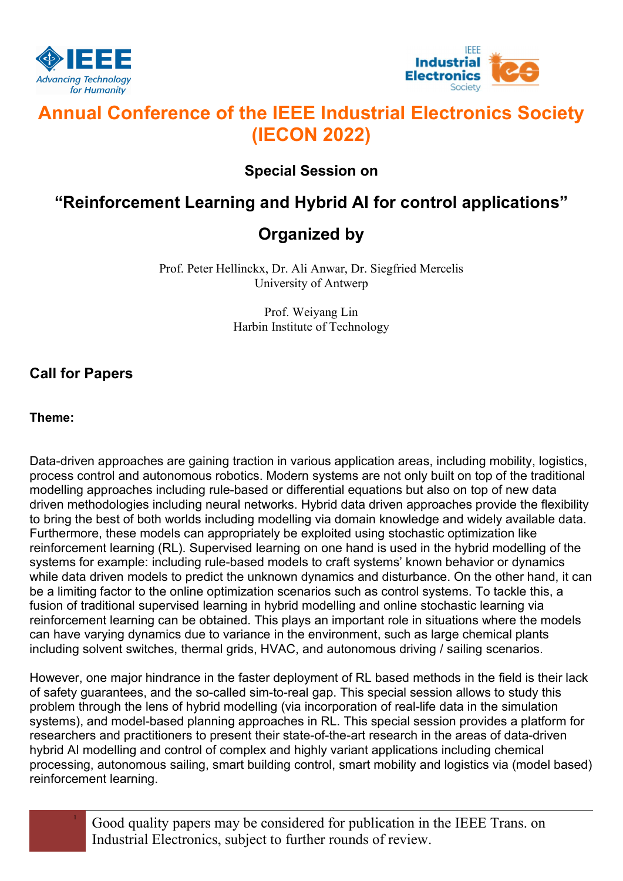# Annual Conference of the IEEE Industrial Electronics Society (IECON 2022)

### Special Session on

## "Reinforcement Learning and Hybrid AI for control applications"

## Organized by

Prof. Peter Hellinckx, Dr. Ali Anwar, Dr. Siegfried Mercelis
University of Antwerp

Prof. Weiyang Lin
Harbin Institute of Technology

## Call for Papers

**Theme:**

Data-driven approaches are gaining traction in various application areas, including mobility, logistics, process control and autonomous robotics. Modern systems are not only built on top of the traditional modelling approaches including rule-based or differential equations but also on top of new data driven methodologies including neural networks. Hybrid data driven approaches provide the flexibility to bring the best of both worlds including modelling via domain knowledge and widely available data. Furthermore, these models can appropriately be exploited using stochastic optimization like reinforcement learning (RL). Supervised learning on one hand is used in the hybrid modelling of the systems for example: including rule-based models to craft systems' known behavior or dynamics while data driven models to predict the unknown dynamics and disturbance. On the other hand, it can be a limiting factor to the online optimization scenarios such as control systems. To tackle this, a fusion of traditional supervised learning in hybrid modelling and online stochastic learning via reinforcement learning can be obtained. This plays an important role in situations where the models can have varying dynamics due to variance in the environment, such as large chemical plants including solvent switches, thermal grids, HVAC, and autonomous driving / sailing scenarios.

However, one major hindrance in the faster deployment of RL based methods in the field is their lack of safety guarantees, and the so-called sim-to-real gap. This special session allows to study this problem through the lens of hybrid modelling (via incorporation of real-life data in the simulation systems), and model-based planning approaches in RL. This special session provides a platform for researchers and practitioners to present their state-of-the-art research in the areas of data-driven hybrid AI modelling and control of complex and highly variant applications including chemical processing, autonomous sailing, smart building control, smart mobility and logistics via (model based) reinforcement learning.

[1] Good quality papers may be considered for publication in the IEEE Trans. on Industrial Electronics, subject to further rounds of review.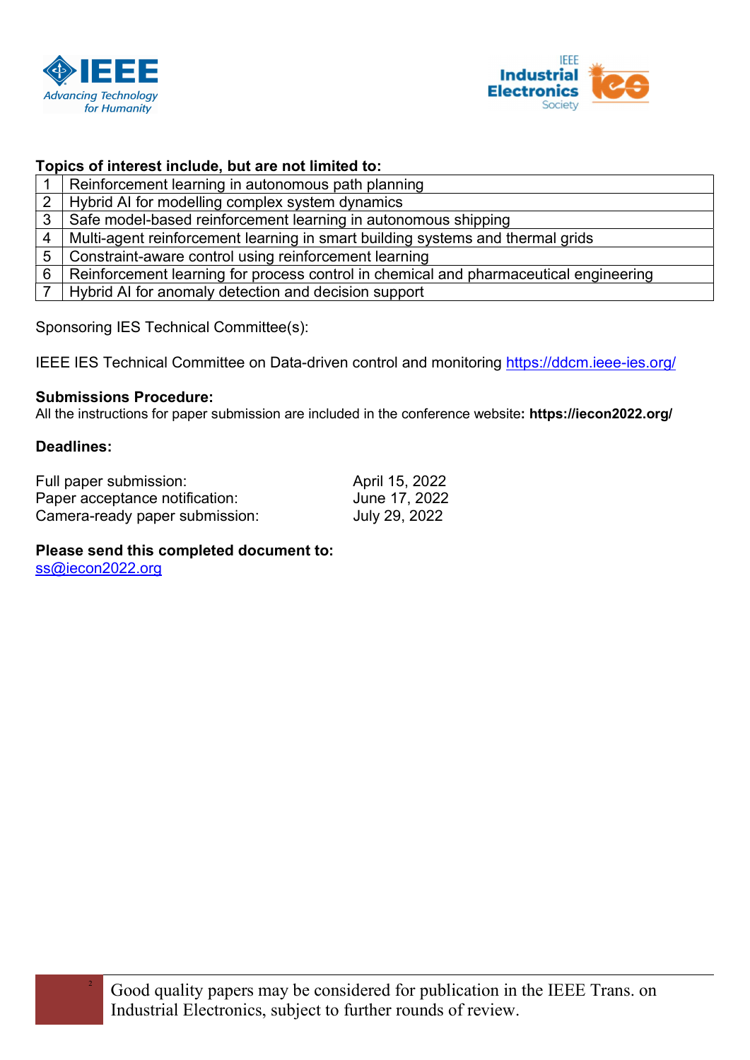**Topics of interest include, but are not limited to:**

| | |
|---|---|
| 1 | Reinforcement learning in autonomous path planning |
| 2 | Hybrid AI for modelling complex system dynamics |
| 3 | Safe model-based reinforcement learning in autonomous shipping |
| 4 | Multi-agent reinforcement learning in smart building systems and thermal grids |
| 5 | Constraint-aware control using reinforcement learning |
| 6 | Reinforcement learning for process control in chemical and pharmaceutical engineering |
| 7 | Hybrid AI for anomaly detection and decision support |

Sponsoring IES Technical Committee(s):

IEEE IES Technical Committee on Data-driven control and monitoring https://ddcm.ieee-ies.org/

**Submissions Procedure:**

All the instructions for paper submission are included in the conference website**: https://iecon2022.org/**

**Deadlines:**

| | |
|---|---|
| Full paper submission: | April 15, 2022 |
| Paper acceptance notification: | June 17, 2022 |
| Camera-ready paper submission: | July 29, 2022 |

**Please send this completed document to:**

ss@iecon2022.org

Good quality papers may be considered for publication in the IEEE Trans. on Industrial Electronics, subject to further rounds of review.